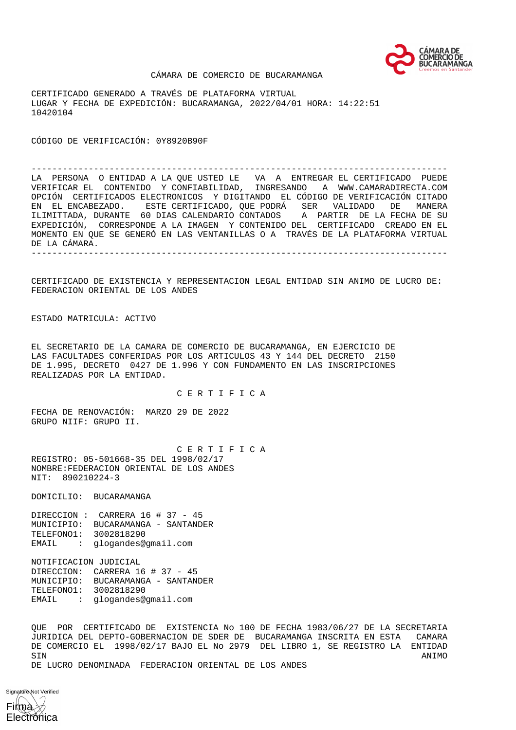CÁMARA DE COMERCIO DE BUCARAMANGA

CERTIFICADO GENERADO A TRAVÉS DE PLATAFORMA VIRTUAL
LUGAR Y FECHA DE EXPEDICIÓN: BUCARAMANGA, 2022/04/01 HORA: 14:22:51
10420104

CÓDIGO DE VERIFICACIÓN: 0Y8920B90F

---

LA PERSONA O ENTIDAD A LA QUE USTED LE VA A ENTREGAR EL CERTIFICADO PUEDE VERIFICAR EL CONTENIDO Y CONFIABILIDAD, INGRESANDO A WWW.CAMARADIRECTA.COM OPCIÓN CERTIFICADOS ELECTRONICOS Y DIGITANDO EL CÓDIGO DE VERIFICACIÓN CITADO EN EL ENCABEZADO. ESTE CERTIFICADO, QUE PODRÁ SER VALIDADO DE MANERA ILIMITTADA, DURANTE 60 DIAS CALENDARIO CONTADOS A PARTIR DE LA FECHA DE SU EXPEDICIÓN, CORRESPONDE A LA IMAGEN Y CONTENIDO DEL CERTIFICADO CREADO EN EL MOMENTO EN QUE SE GENERÓ EN LAS VENTANILLAS O A TRAVÉS DE LA PLATAFORMA VIRTUAL DE LA CÁMARA.

---

CERTIFICADO DE EXISTENCIA Y REPRESENTACION LEGAL ENTIDAD SIN ANIMO DE LUCRO DE: FEDERACION ORIENTAL DE LOS ANDES

ESTADO MATRICULA: ACTIVO

EL SECRETARIO DE LA CAMARA DE COMERCIO DE BUCARAMANGA, EN EJERCICIO DE LAS FACULTADES CONFERIDAS POR LOS ARTICULOS 43 Y 144 DEL DECRETO 2150 DE 1.995, DECRETO 0427 DE 1.996 Y CON FUNDAMENTO EN LAS INSCRIPCIONES REALIZADAS POR LA ENTIDAD.

C E R T I F I C A

FECHA DE RENOVACIÓN: MARZO 29 DE 2022
GRUPO NIIF: GRUPO II.

C E R T I F I C A

REGISTRO: 05-501668-35 DEL 1998/02/17
NOMBRE:FEDERACION ORIENTAL DE LOS ANDES
NIT: 890210224-3

DOMICILIO: BUCARAMANGA

DIRECCION : CARRERA 16 # 37 - 45
MUNICIPIO: BUCARAMANGA - SANTANDER
TELEFONO1: 3002818290
EMAIL : glogandes@gmail.com

NOTIFICACION JUDICIAL
DIRECCION: CARRERA 16 # 37 - 45
MUNICIPIO: BUCARAMANGA - SANTANDER
TELEFONO1: 3002818290
EMAIL : glogandes@gmail.com

QUE POR CERTIFICADO DE EXISTENCIA No 100 DE FECHA 1983/06/27 DE LA SECRETARIA JURIDICA DEL DEPTO-GOBERNACION DE SDER DE BUCARAMANGA INSCRITA EN ESTA CAMARA DE COMERCIO EL 1998/02/17 BAJO EL No 2979 DEL LIBRO 1, SE REGISTRO LA ENTIDAD SIN ANIMO DE LUCRO DENOMINADA FEDERACION ORIENTAL DE LOS ANDES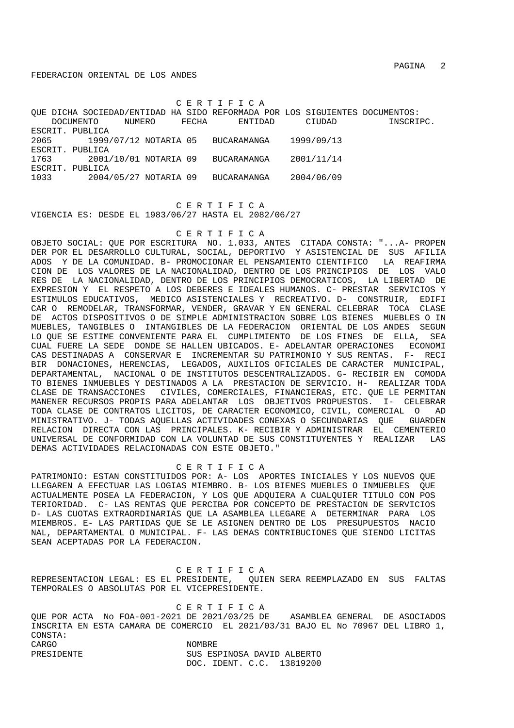FEDERACION ORIENTAL DE LOS ANDES

C E R T I F I C A

QUE DICHA SOCIEDAD/ENTIDAD HA SIDO REFORMADA POR LOS SIGUIENTES DOCUMENTOS:

| DOCUMENTO | NUMERO | FECHA | ENTIDAD | CIUDAD | INSCRIPC. |
|---|---|---|---|---|---|
| ESCRIT. PUBLICA | 2065 | 1999/07/12 | NOTARIA 05 | BUCARAMANGA | 1999/09/13 |
| ESCRIT. PUBLICA | 1763 | 2001/10/01 | NOTARIA 09 | BUCARAMANGA | 2001/11/14 |
| ESCRIT. PUBLICA | 1033 | 2004/05/27 | NOTARIA 09 | BUCARAMANGA | 2004/06/09 |

C E R T I F I C A

VIGENCIA ES: DESDE EL 1983/06/27 HASTA EL 2082/06/27

C E R T I F I C A

OBJETO SOCIAL: QUE POR ESCRITURA NO. 1.033, ANTES CITADA CONSTA: "...A- PROPENDER POR EL DESARROLLO CULTURAL, SOCIAL, DEPORTIVO Y ASISTENCIAL DE SUS AFILIADOS Y DE LA COMUNIDAD. B- PROMOCIONAR EL PENSAMIENTO CIENTIFICO LA REAFIRMACION DE LOS VALORES DE LA NACIONALIDAD, DENTRO DE LOS PRINCIPIOS DE LOS VALORES DE LA NACIONALIDAD, DENTRO DE LOS PRINCIPIOS DEMOCRATICOS, LA LIBERTAD DE EXPRESION Y EL RESPETO A LOS DEBERES E IDEALES HUMANOS. C- PRESTAR SERVICIOS Y ESTIMULOS EDUCATIVOS, MEDICO ASISTENCIALES Y RECREATIVO. D- CONSTRUIR, EDIFICAR O REMODELAR, TRANSFORMAR, VENDER, GRAVAR Y EN GENERAL CELEBRAR TOCA CLASE DE ACTOS DISPOSITIVOS O DE SIMPLE ADMINISTRACION SOBRE LOS BIENES MUEBLES O INMUEBLES, TANGIBLES O INTANGIBLES DE LA FEDERACION ORIENTAL DE LOS ANDES SEGUN LO QUE SE ESTIME CONVENIENTE PARA EL CUMPLIMIENTO DE LOS FINES DE ELLA, SEA CUAL FUERE LA SEDE DONDE SE HALLEN UBICADOS. E- ADELANTAR OPERACIONES ECONOMICAS DESTINADAS A CONSERVAR E INCREMENTAR SU PATRIMONIO Y SUS RENTAS. F- RECIBIR DONACIONES, HERENCIAS, LEGADOS, AUXILIOS OFICIALES DE CARACTER MUNICIPAL, DEPARTAMENTAL, NACIONAL O DE INSTITUTOS DESCENTRALIZADOS. G- RECIBIR EN COMODATO BIENES INMUEBLES Y DESTINADOS A LA PRESTACION DE SERVICIO. H- REALIZAR TODA CLASE DE TRANSACCIONES CIVILES, COMERCIALES, FINANCIERAS, ETC. QUE LE PERMITAN MANENER RECURSOS PROPIS PARA ADELANTAR LOS OBJETIVOS PROPUESTOS. I- CELEBRAR TODA CLASE DE CONTRATOS LICITOS, DE CARACTER ECONOMICO, CIVIL, COMERCIAL O ADMINISTRATIVO. J- TODAS AQUELLAS ACTIVIDADES CONEXAS O SECUNDARIAS QUE GUARDEN RELACION DIRECTA CON LAS PRINCIPALES. K- RECIBIR Y ADMINISTRAR EL CEMENTERIO UNIVERSAL DE CONFORMIDAD CON LA VOLUNTAD DE SUS CONSTITUYENTES Y REALIZAR LAS DEMAS ACTIVIDADES RELACIONADAS CON ESTE OBJETO."

C E R T I F I C A

PATRIMONIO: ESTAN CONSTITUIDOS POR: A- LOS APORTES INICIALES Y LOS NUEVOS QUE LLEGAREN A EFECTUAR LAS LOGIAS MIEMBRO. B- LOS BIENES MUEBLES O INMUEBLES QUE ACTUALMENTE POSEA LA FEDERACION, Y LOS QUE ADQUIERA A CUALQUIER TITULO CON POSTERIORIDAD. C- LAS RENTAS QUE PERCIBA POR CONCEPTO DE PRESTACION DE SERVICIOS D- LAS CUOTAS EXTRAORDINARIAS QUE LA ASAMBLEA LLEGARE A DETERMINAR PARA LOS MIEMBROS. E- LAS PARTIDAS QUE SE LE ASIGNEN DENTRO DE LOS PRESUPUESTOS NACIONAL, DEPARTAMENTAL O MUNICIPAL. F- LAS DEMAS CONTRIBUCIONES QUE SIENDO LICITAS SEAN ACEPTADAS POR LA FEDERACION.

C E R T I F I C A

REPRESENTACION LEGAL: ES EL PRESIDENTE, QUIEN SERA REEMPLAZADO EN SUS FALTAS TEMPORALES O ABSOLUTAS POR EL VICEPRESIDENTE.

C E R T I F I C A

QUE POR ACTA No FOA-001-2021 DE 2021/03/25 DE ASAMBLEA GENERAL DE ASOCIADOS INSCRITA EN ESTA CAMARA DE COMERCIO EL 2021/03/31 BAJO EL No 70967 DEL LIBRO 1, CONSTA:

| CARGO | NOMBRE |
|---|---|
| PRESIDENTE | SUS ESPINOSA DAVID ALBERTO<br>DOC. IDENT. C.C. 13819200 |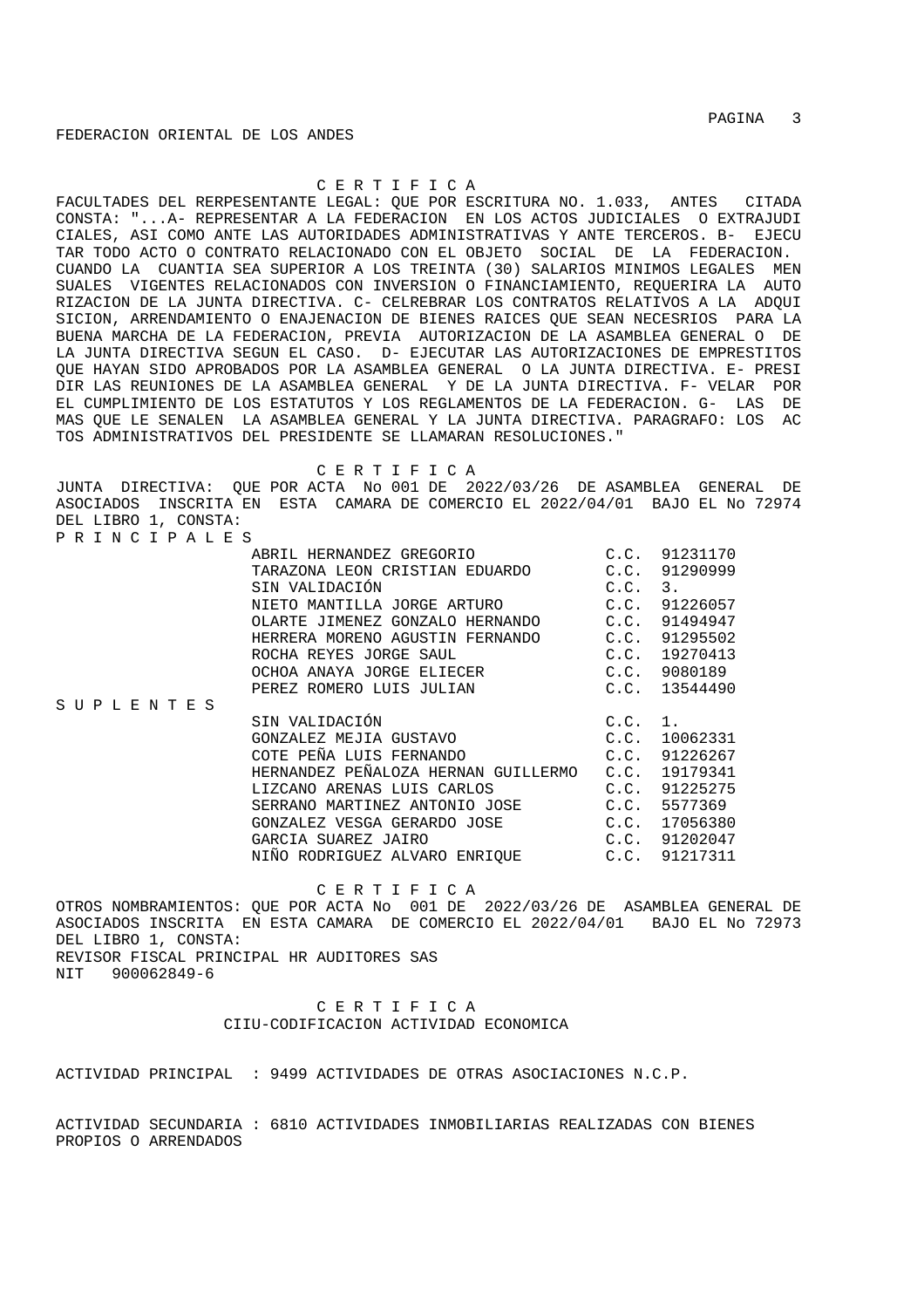FEDERACION ORIENTAL DE LOS ANDES

**C E R T I F I C A**

FACULTADES DEL RERPESENTANTE LEGAL: QUE POR ESCRITURA NO. 1.033, ANTES CITADA CONSTA: "...A- REPRESENTAR A LA FEDERACION EN LOS ACTOS JUDICIALES O EXTRAJUDICIALES, ASI COMO ANTE LAS AUTORIDADES ADMINISTRATIVAS Y ANTE TERCEROS. B- EJECUTAR TODO ACTO O CONTRATO RELACIONADO CON EL OBJETO SOCIAL DE LA FEDERACION. CUANDO LA CUANTIA SEA SUPERIOR A LOS TREINTA (30) SALARIOS MINIMOS LEGALES MENSUALES VIGENTES RELACIONADOS CON INVERSION O FINANCIAMIENTO, REQUERIRA LA AUTORIZACION DE LA JUNTA DIRECTIVA. C- CELREBRAR LOS CONTRATOS RELATIVOS A LA ADQUISICION, ARRENDAMIENTO O ENAJENACION DE BIENES RAICES QUE SEAN NECESRIOS PARA LA BUENA MARCHA DE LA FEDERACION, PREVIA AUTORIZACION DE LA ASAMBLEA GENERAL O DE LA JUNTA DIRECTIVA SEGUN EL CASO. D- EJECUTAR LAS AUTORIZACIONES DE EMPRESTITOS QUE HAYAN SIDO APROBADOS POR LA ASAMBLEA GENERAL O LA JUNTA DIRECTIVA. E- PRESIDIR LAS REUNIONES DE LA ASAMBLEA GENERAL Y DE LA JUNTA DIRECTIVA. F- VELAR POR EL CUMPLIMIENTO DE LOS ESTATUTOS Y LOS REGLAMENTOS DE LA FEDERACION. G- LAS DEMAS QUE LE SENALEN LA ASAMBLEA GENERAL Y LA JUNTA DIRECTIVA. PARAGRAFO: LOS ACTOS ADMINISTRATIVOS DEL PRESIDENTE SE LLAMARAN RESOLUCIONES."

**C E R T I F I C A**

JUNTA DIRECTIVA: QUE POR ACTA No 001 DE 2022/03/26 DE ASAMBLEA GENERAL DE ASOCIADOS INSCRITA EN ESTA CAMARA DE COMERCIO EL 2022/04/01 BAJO EL No 72974 DEL LIBRO 1, CONSTA:

P R I N C I P A L E S

| NOMBRE | IDENTIFICACIÓN |
|---|---|
| ABRIL HERNANDEZ GREGORIO | C.C. 91231170 |
| TARAZONA LEON CRISTIAN EDUARDO | C.C. 91290999 |
| SIN VALIDACIÓN | C.C. 3. |
| NIETO MANTILLA JORGE ARTURO | C.C. 91226057 |
| OLARTE JIMENEZ GONZALO HERNANDO | C.C. 91494947 |
| HERRERA MORENO AGUSTIN FERNANDO | C.C. 91295502 |
| ROCHA REYES JORGE SAUL | C.C. 19270413 |
| OCHOA ANAYA JORGE ELIECER | C.C. 9080189 |
| PEREZ ROMERO LUIS JULIAN | C.C. 13544490 |

S U P L E N T E S

| NOMBRE | IDENTIFICACIÓN |
|---|---|
| SIN VALIDACIÓN | C.C. 1. |
| GONZALEZ MEJIA GUSTAVO | C.C. 10062331 |
| COTE PEÑA LUIS FERNANDO | C.C. 91226267 |
| HERNANDEZ PEÑALOZA HERNAN GUILLERMO | C.C. 19179341 |
| LIZCANO ARENAS LUIS CARLOS | C.C. 91225275 |
| SERRANO MARTINEZ ANTONIO JOSE | C.C. 5577369 |
| GONZALEZ VESGA GERARDO JOSE | C.C. 17056380 |
| GARCIA SUAREZ JAIRO | C.C. 91202047 |
| NIÑO RODRIGUEZ ALVARO ENRIQUE | C.C. 91217311 |

**C E R T I F I C A**

OTROS NOMBRAMIENTOS: QUE POR ACTA No 001 DE 2022/03/26 DE ASAMBLEA GENERAL DE ASOCIADOS INSCRITA EN ESTA CAMARA DE COMERCIO EL 2022/04/01 BAJO EL No 72973 DEL LIBRO 1, CONSTA:

REVISOR FISCAL PRINCIPAL HR AUDITORES SAS
NIT 900062849-6

**C E R T I F I C A**

**CIIU-CODIFICACION ACTIVIDAD ECONOMICA**

ACTIVIDAD PRINCIPAL : 9499 ACTIVIDADES DE OTRAS ASOCIACIONES N.C.P.

ACTIVIDAD SECUNDARIA : 6810 ACTIVIDADES INMOBILIARIAS REALIZADAS CON BIENES PROPIOS O ARRENDADOS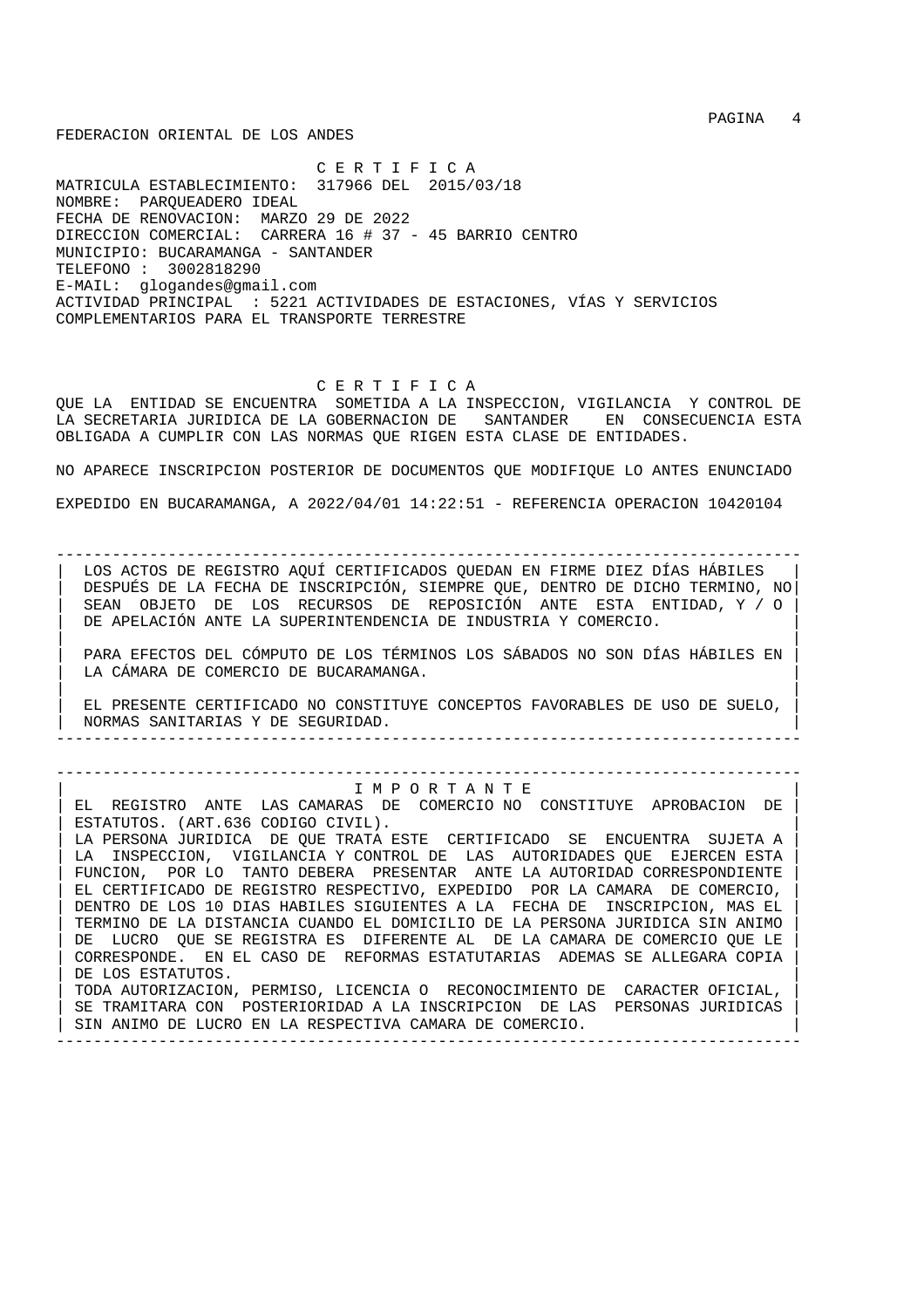FEDERACION ORIENTAL DE LOS ANDES

C E R T I F I C A

MATRICULA ESTABLECIMIENTO: 317966 DEL 2015/03/18
NOMBRE: PARQUEADERO IDEAL
FECHA DE RENOVACION: MARZO 29 DE 2022
DIRECCION COMERCIAL: CARRERA 16 # 37 - 45 BARRIO CENTRO
MUNICIPIO: BUCARAMANGA - SANTANDER
TELEFONO : 3002818290
E-MAIL: glogandes@gmail.com
ACTIVIDAD PRINCIPAL : 5221 ACTIVIDADES DE ESTACIONES, VÍAS Y SERVICIOS COMPLEMENTARIOS PARA EL TRANSPORTE TERRESTRE

C E R T I F I C A

QUE LA ENTIDAD SE ENCUENTRA SOMETIDA A LA INSPECCION, VIGILANCIA Y CONTROL DE LA SECRETARIA JURIDICA DE LA GOBERNACION DE SANTANDER EN CONSECUENCIA ESTA OBLIGADA A CUMPLIR CON LAS NORMAS QUE RIGEN ESTA CLASE DE ENTIDADES.

NO APARECE INSCRIPCION POSTERIOR DE DOCUMENTOS QUE MODIFIQUE LO ANTES ENUNCIADO

EXPEDIDO EN BUCARAMANGA, A 2022/04/01 14:22:51 - REFERENCIA OPERACION 10420104

---

LOS ACTOS DE REGISTRO AQUÍ CERTIFICADOS QUEDAN EN FIRME DIEZ DÍAS HÁBILES DESPUÉS DE LA FECHA DE INSCRIPCIÓN, SIEMPRE QUE, DENTRO DE DICHO TERMINO, NO SEAN OBJETO DE LOS RECURSOS DE REPOSICIÓN ANTE ESTA ENTIDAD, Y / O DE APELACIÓN ANTE LA SUPERINTENDENCIA DE INDUSTRIA Y COMERCIO.

PARA EFECTOS DEL CÓMPUTO DE LOS TÉRMINOS LOS SÁBADOS NO SON DÍAS HÁBILES EN LA CÁMARA DE COMERCIO DE BUCARAMANGA.

EL PRESENTE CERTIFICADO NO CONSTITUYE CONCEPTOS FAVORABLES DE USO DE SUELO, NORMAS SANITARIAS Y DE SEGURIDAD.

---

I M P O R T A N T E

EL REGISTRO ANTE LAS CAMARAS DE COMERCIO NO CONSTITUYE APROBACION DE ESTATUTOS. (ART.636 CODIGO CIVIL).
LA PERSONA JURIDICA DE QUE TRATA ESTE CERTIFICADO SE ENCUENTRA SUJETA A LA INSPECCION, VIGILANCIA Y CONTROL DE LAS AUTORIDADES QUE EJERCEN ESTA FUNCION, POR LO TANTO DEBERA PRESENTAR ANTE LA AUTORIDAD CORRESPONDIENTE EL CERTIFICADO DE REGISTRO RESPECTIVO, EXPEDIDO POR LA CAMARA DE COMERCIO, DENTRO DE LOS 10 DIAS HABILES SIGUIENTES A LA FECHA DE INSCRIPCION, MAS EL TERMINO DE LA DISTANCIA CUANDO EL DOMICILIO DE LA PERSONA JURIDICA SIN ANIMO DE LUCRO QUE SE REGISTRA ES DIFERENTE AL DE LA CAMARA DE COMERCIO QUE LE CORRESPONDE. EN EL CASO DE REFORMAS ESTATUTARIAS ADEMAS SE ALLEGARA COPIA DE LOS ESTATUTOS.
TODA AUTORIZACION, PERMISO, LICENCIA O RECONOCIMIENTO DE CARACTER OFICIAL, SE TRAMITARA CON POSTERIORIDAD A LA INSCRIPCION DE LAS PERSONAS JURIDICAS SIN ANIMO DE LUCRO EN LA RESPECTIVA CAMARA DE COMERCIO.

---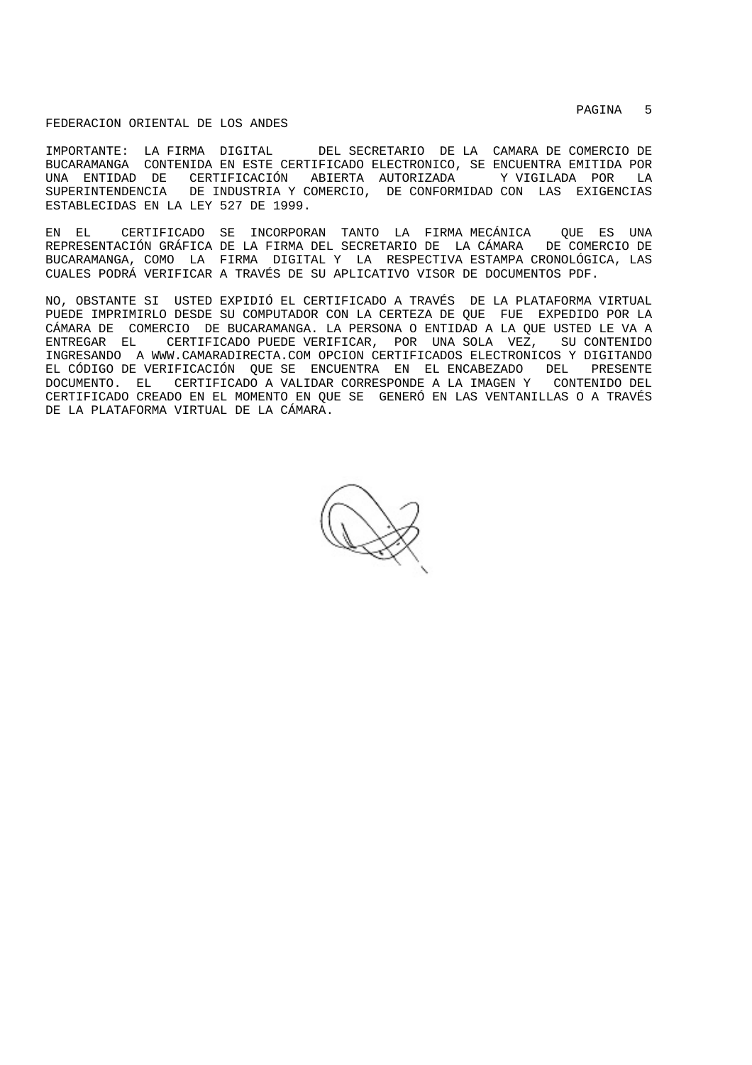FEDERACION ORIENTAL DE LOS ANDES

IMPORTANTE: LA FIRMA DIGITAL DEL SECRETARIO DE LA CAMARA DE COMERCIO DE BUCARAMANGA CONTENIDA EN ESTE CERTIFICADO ELECTRONICO, SE ENCUENTRA EMITIDA POR UNA ENTIDAD DE CERTIFICACIÓN ABIERTA AUTORIZADA Y VIGILADA POR LA SUPERINTENDENCIA DE INDUSTRIA Y COMERCIO, DE CONFORMIDAD CON LAS EXIGENCIAS ESTABLECIDAS EN LA LEY 527 DE 1999.

EN EL CERTIFICADO SE INCORPORAN TANTO LA FIRMA MECÁNICA QUE ES UNA REPRESENTACIÓN GRÁFICA DE LA FIRMA DEL SECRETARIO DE LA CÁMARA DE COMERCIO DE BUCARAMANGA, COMO LA FIRMA DIGITAL Y LA RESPECTIVA ESTAMPA CRONOLÓGICA, LAS CUALES PODRÁ VERIFICAR A TRAVÉS DE SU APLICATIVO VISOR DE DOCUMENTOS PDF.

NO, OBSTANTE SI USTED EXPIDIÓ EL CERTIFICADO A TRAVÉS DE LA PLATAFORMA VIRTUAL PUEDE IMPRIMIRLO DESDE SU COMPUTADOR CON LA CERTEZA DE QUE FUE EXPEDIDO POR LA CÁMARA DE COMERCIO DE BUCARAMANGA. LA PERSONA O ENTIDAD A LA QUE USTED LE VA A ENTREGAR EL CERTIFICADO PUEDE VERIFICAR, POR UNA SOLA VEZ, SU CONTENIDO INGRESANDO A WWW.CAMARADIRECTA.COM OPCION CERTIFICADOS ELECTRONICOS Y DIGITANDO EL CÓDIGO DE VERIFICACIÓN QUE SE ENCUENTRA EN EL ENCABEZADO DEL PRESENTE DOCUMENTO. EL CERTIFICADO A VALIDAR CORRESPONDE A LA IMAGEN Y CONTENIDO DEL CERTIFICADO CREADO EN EL MOMENTO EN QUE SE GENERÓ EN LAS VENTANILLAS O A TRAVÉS DE LA PLATAFORMA VIRTUAL DE LA CÁMARA.